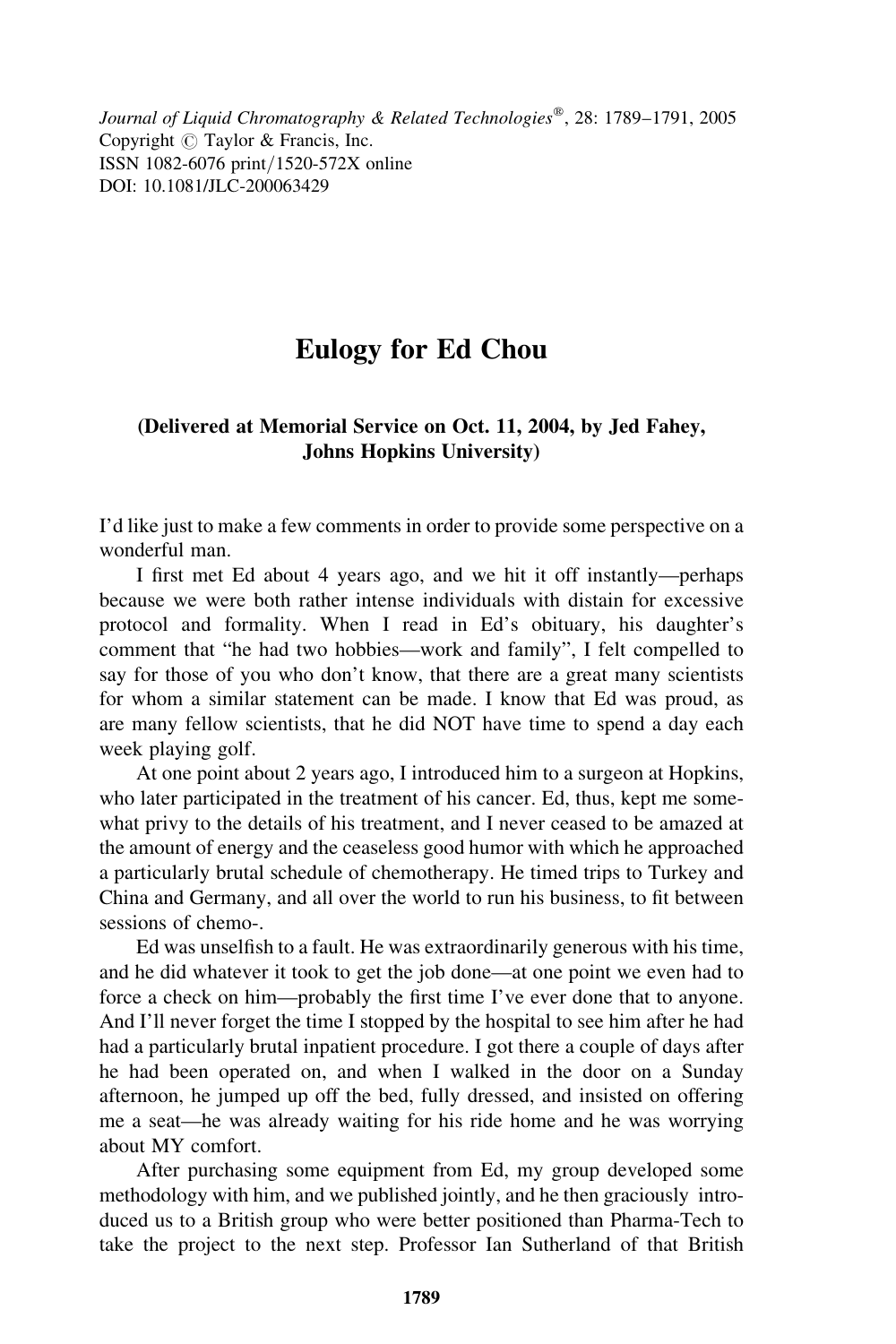# Eulogy for Ed Chou

**(Delivered at Memorial Service on Oct. 11, 2004, by Jed Fahey, Johns Hopkins University)**

I'd like just to make a few comments in order to provide some perspective on a wonderful man.

I first met Ed about 4 years ago, and we hit it off instantly—perhaps because we were both rather intense individuals with distain for excessive protocol and formality. When I read in Ed's obituary, his daughter's comment that "he had two hobbies—work and family", I felt compelled to say for those of you who don't know, that there are a great many scientists for whom a similar statement can be made. I know that Ed was proud, as are many fellow scientists, that he did NOT have time to spend a day each week playing golf.

At one point about 2 years ago, I introduced him to a surgeon at Hopkins, who later participated in the treatment of his cancer. Ed, thus, kept me somewhat privy to the details of his treatment, and I never ceased to be amazed at the amount of energy and the ceaseless good humor with which he approached a particularly brutal schedule of chemotherapy. He timed trips to Turkey and China and Germany, and all over the world to run his business, to fit between sessions of chemo-.

Ed was unselfish to a fault. He was extraordinarily generous with his time, and he did whatever it took to get the job done—at one point we even had to force a check on him—probably the first time I've ever done that to anyone. And I'll never forget the time I stopped by the hospital to see him after he had had a particularly brutal inpatient procedure. I got there a couple of days after he had been operated on, and when I walked in the door on a Sunday afternoon, he jumped up off the bed, fully dressed, and insisted on offering me a seat—he was already waiting for his ride home and he was worrying about MY comfort.

After purchasing some equipment from Ed, my group developed some methodology with him, and we published jointly, and he then graciously introduced us to a British group who were better positioned than Pharma-Tech to take the project to the next step. Professor Ian Sutherland of that British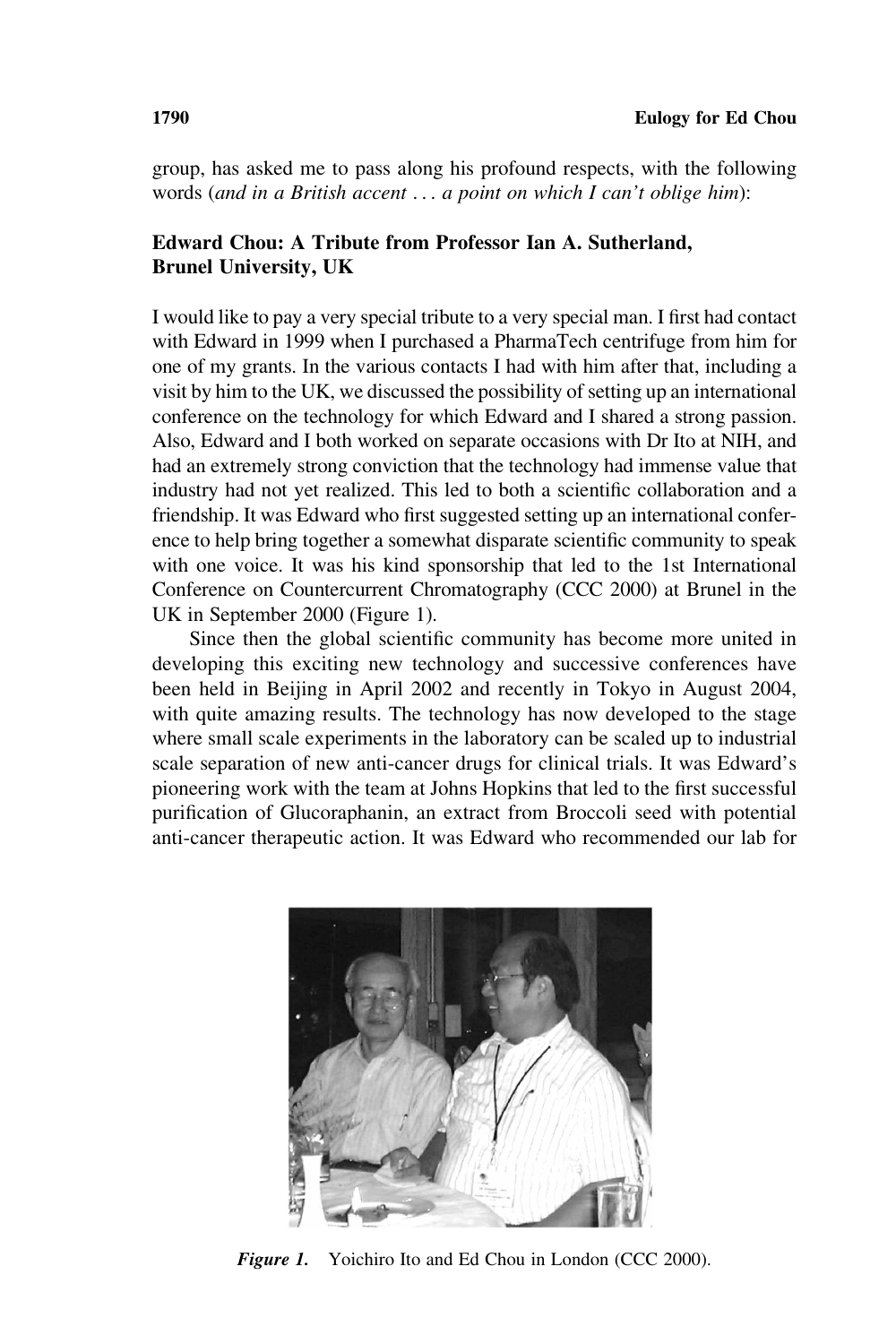group, has asked me to pass along his profound respects, with the following words (*and in a British accent . . . a point on which I can't oblige him*):

## Edward Chou: A Tribute from Professor Ian A. Sutherland, Brunel University, UK

I would like to pay a very special tribute to a very special man. I first had contact with Edward in 1999 when I purchased a PharmaTech centrifuge from him for one of my grants. In the various contacts I had with him after that, including a visit by him to the UK, we discussed the possibility of setting up an international conference on the technology for which Edward and I shared a strong passion. Also, Edward and I both worked on separate occasions with Dr Ito at NIH, and had an extremely strong conviction that the technology had immense value that industry had not yet realized. This led to both a scientific collaboration and a friendship. It was Edward who first suggested setting up an international conference to help bring together a somewhat disparate scientific community to speak with one voice. It was his kind sponsorship that led to the 1st International Conference on Countercurrent Chromatography (CCC 2000) at Brunel in the UK in September 2000 (Figure 1).

Since then the global scientific community has become more united in developing this exciting new technology and successive conferences have been held in Beijing in April 2002 and recently in Tokyo in August 2004, with quite amazing results. The technology has now developed to the stage where small scale experiments in the laboratory can be scaled up to industrial scale separation of new anti-cancer drugs for clinical trials. It was Edward's pioneering work with the team at Johns Hopkins that led to the first successful purification of Glucoraphanin, an extract from Broccoli seed with potential anti-cancer therapeutic action. It was Edward who recommended our lab for

*Figure 1.* Yoichiro Ito and Ed Chou in London (CCC 2000).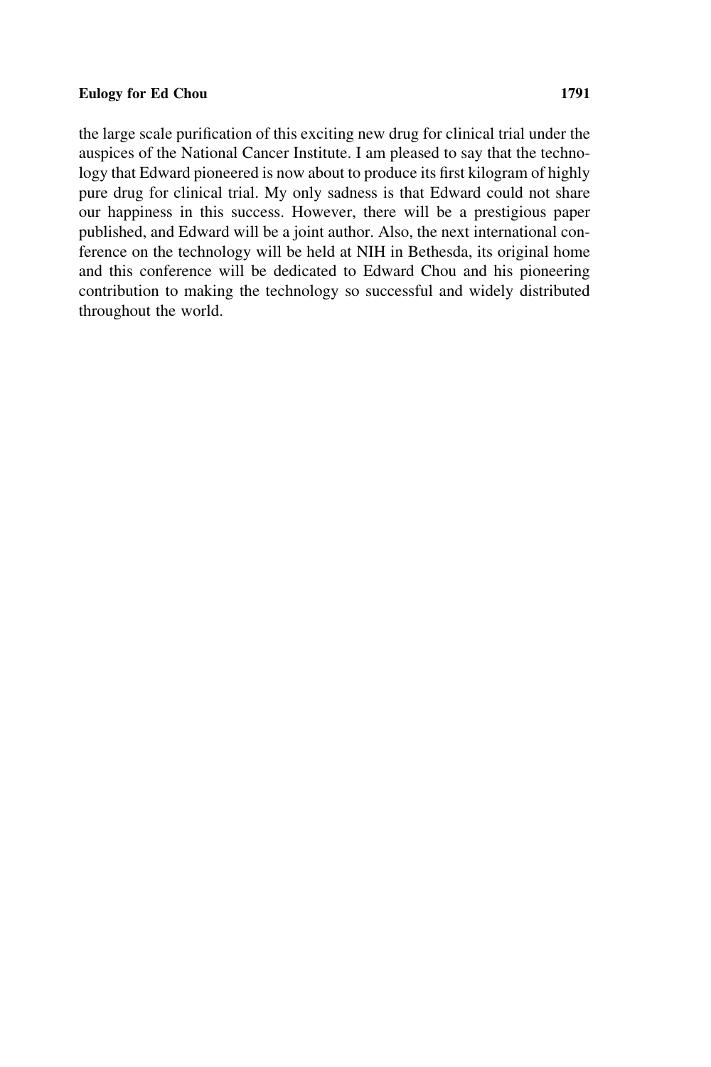the large scale purification of this exciting new drug for clinical trial under the auspices of the National Cancer Institute. I am pleased to say that the technology that Edward pioneered is now about to produce its first kilogram of highly pure drug for clinical trial. My only sadness is that Edward could not share our happiness in this success. However, there will be a prestigious paper published, and Edward will be a joint author. Also, the next international conference on the technology will be held at NIH in Bethesda, its original home and this conference will be dedicated to Edward Chou and his pioneering contribution to making the technology so successful and widely distributed throughout the world.